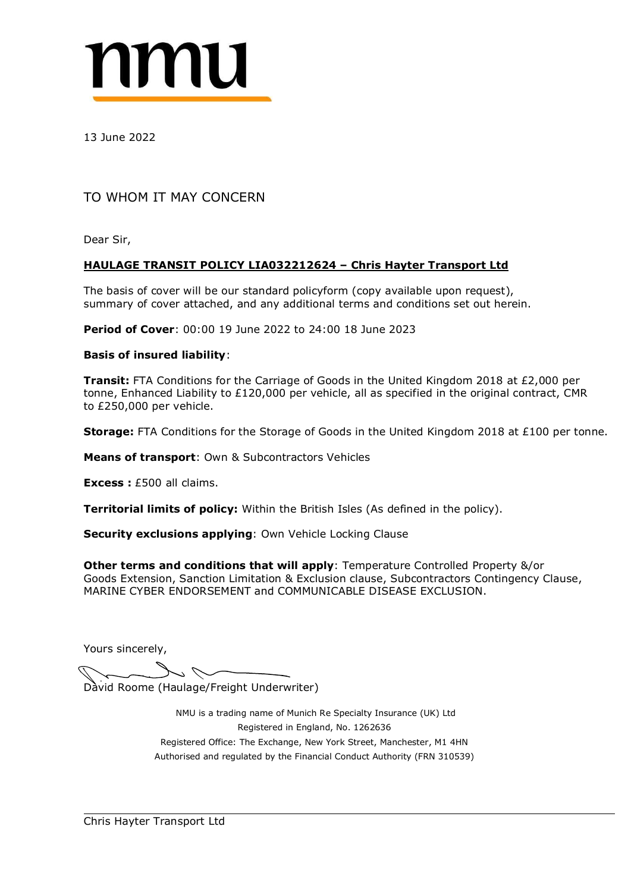nmu

13 June 2022

TO WHOM IT MAY CONCERN

Dear Sir,

**HAULAGE TRANSIT POLICY LIA032212624 – Chris Hayter Transport Ltd**

The basis of cover will be our standard policyform (copy available upon request), summary of cover attached, and any additional terms and conditions set out herein.

**Period of Cover**: 00:00 19 June 2022 to 24:00 18 June 2023

**Basis of insured liability**:

**Transit:** FTA Conditions for the Carriage of Goods in the United Kingdom 2018 at £2,000 per tonne, Enhanced Liability to £120,000 per vehicle, all as specified in the original contract, CMR to £250,000 per vehicle.

**Storage:** FTA Conditions for the Storage of Goods in the United Kingdom 2018 at £100 per tonne.

**Means of transport**: Own & Subcontractors Vehicles

**Excess :** £500 all claims.

**Territorial limits of policy:** Within the British Isles (As defined in the policy).

**Security exclusions applying**: Own Vehicle Locking Clause

**Other terms and conditions that will apply**: Temperature Controlled Property &/or Goods Extension, Sanction Limitation & Exclusion clause, Subcontractors Contingency Clause, MARINE CYBER ENDORSEMENT and COMMUNICABLE DISEASE EXCLUSION.

Yours sincerely,

David Roome (Haulage/Freight Underwriter)

NMU is a trading name of Munich Re Specialty Insurance (UK) Ltd
Registered in England, No. 1262636
Registered Office: The Exchange, New York Street, Manchester, M1 4HN
Authorised and regulated by the Financial Conduct Authority (FRN 310539)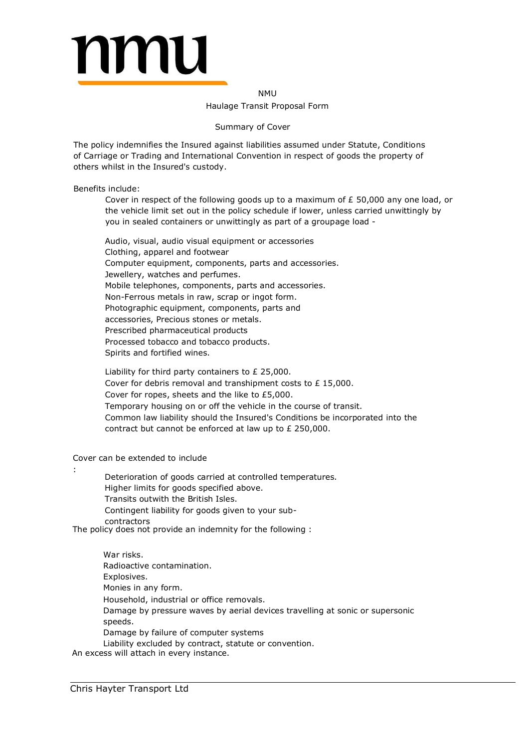# nmu

NMU

Haulage Transit Proposal Form

Summary of Cover

The policy indemnifies the Insured against liabilities assumed under Statute, Conditions of Carriage or Trading and International Convention in respect of goods the property of others whilst in the Insured's custody.

Benefits include:

Cover in respect of the following goods up to a maximum of £ 50,000 any one load, or the vehicle limit set out in the policy schedule if lower, unless carried unwittingly by you in sealed containers or unwittingly as part of a groupage load -

- Audio, visual, audio visual equipment or accessories
- Clothing, apparel and footwear
- Computer equipment, components, parts and accessories.
- Jewellery, watches and perfumes.
- Mobile telephones, components, parts and accessories.
- Non-Ferrous metals in raw, scrap or ingot form.
- Photographic equipment, components, parts and accessories, Precious stones or metals.
- Prescribed pharmaceutical products
- Processed tobacco and tobacco products.
- Spirits and fortified wines.

Liability for third party containers to £ 25,000.
Cover for debris removal and transhipment costs to £ 15,000.
Cover for ropes, sheets and the like to £5,000.
Temporary housing on or off the vehicle in the course of transit.
Common law liability should the Insured's Conditions be incorporated into the contract but cannot be enforced at law up to £ 250,000.

Cover can be extended to include
:

- Deterioration of goods carried at controlled temperatures.
- Higher limits for goods specified above.
- Transits outwith the British Isles.
- Contingent liability for goods given to your sub-contractors

The policy does not provide an indemnity for the following :

- War risks.
- Radioactive contamination.
- Explosives.
- Monies in any form.
- Household, industrial or office removals.
- Damage by pressure waves by aerial devices travelling at sonic or supersonic speeds.
- Damage by failure of computer systems
- Liability excluded by contract, statute or convention.

An excess will attach in every instance.

Chris Hayter Transport Ltd